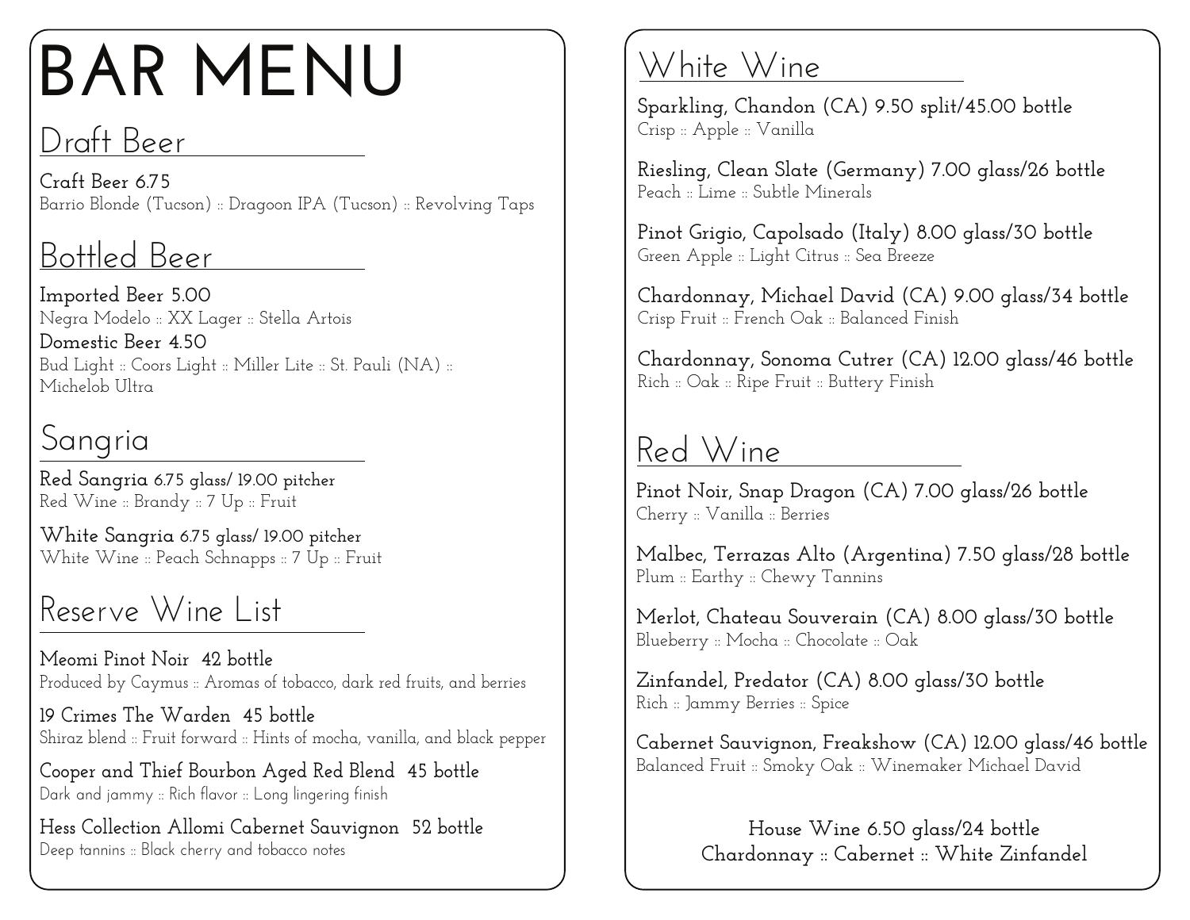# BAR MENU

## Draft Beer

**Craft Beer 6.75**
Barrio Blonde (Tucson) :: Dragoon IPA (Tucson) :: Revolving Taps

## Bottled Beer

**Imported Beer 5.00**
Negra Modelo :: XX Lager :: Stella Artois

**Domestic Beer 4.50**
Bud Light :: Coors Light :: Miller Lite :: St. Pauli (NA) :: Michelob Ultra

## Sangria

**Red Sangria 6.75 glass/ 19.00 pitcher**
Red Wine :: Brandy :: 7 Up :: Fruit

**White Sangria 6.75 glass/ 19.00 pitcher**
White Wine :: Peach Schnapps :: 7 Up :: Fruit

## Reserve Wine List

**Meomi Pinot Noir 42 bottle**
Produced by Caymus :: Aromas of tobacco, dark red fruits, and berries

**19 Crimes The Warden 45 bottle**
Shiraz blend :: Fruit forward :: Hints of mocha, vanilla, and black pepper

**Cooper and Thief Bourbon Aged Red Blend 45 bottle**
Dark and jammy :: Rich flavor :: Long lingering finish

**Hess Collection Allomi Cabernet Sauvignon 52 bottle**
Deep tannins :: Black cherry and tobacco notes

## White Wine

**Sparkling, Chandon (CA) 9.50 split/45.00 bottle**
Crisp :: Apple :: Vanilla

**Riesling, Clean Slate (Germany) 7.00 glass/26 bottle**
Peach :: Lime :: Subtle Minerals

**Pinot Grigio, Capolsado (Italy) 8.00 glass/30 bottle**
Green Apple :: Light Citrus :: Sea Breeze

**Chardonnay, Michael David (CA) 9.00 glass/34 bottle**
Crisp Fruit :: French Oak :: Balanced Finish

**Chardonnay, Sonoma Cutrer (CA) 12.00 glass/46 bottle**
Rich :: Oak :: Ripe Fruit :: Buttery Finish

## Red Wine

**Pinot Noir, Snap Dragon (CA) 7.00 glass/26 bottle**
Cherry :: Vanilla :: Berries

**Malbec, Terrazas Alto (Argentina) 7.50 glass/28 bottle**
Plum :: Earthy :: Chewy Tannins

**Merlot, Chateau Souverain (CA) 8.00 glass/30 bottle**
Blueberry :: Mocha :: Chocolate :: Oak

**Zinfandel, Predator (CA) 8.00 glass/30 bottle**
Rich :: Jammy Berries :: Spice

**Cabernet Sauvignon, Freakshow (CA) 12.00 glass/46 bottle**
Balanced Fruit :: Smoky Oak :: Winemaker Michael David

House Wine 6.50 glass/24 bottle
Chardonnay :: Cabernet :: White Zinfandel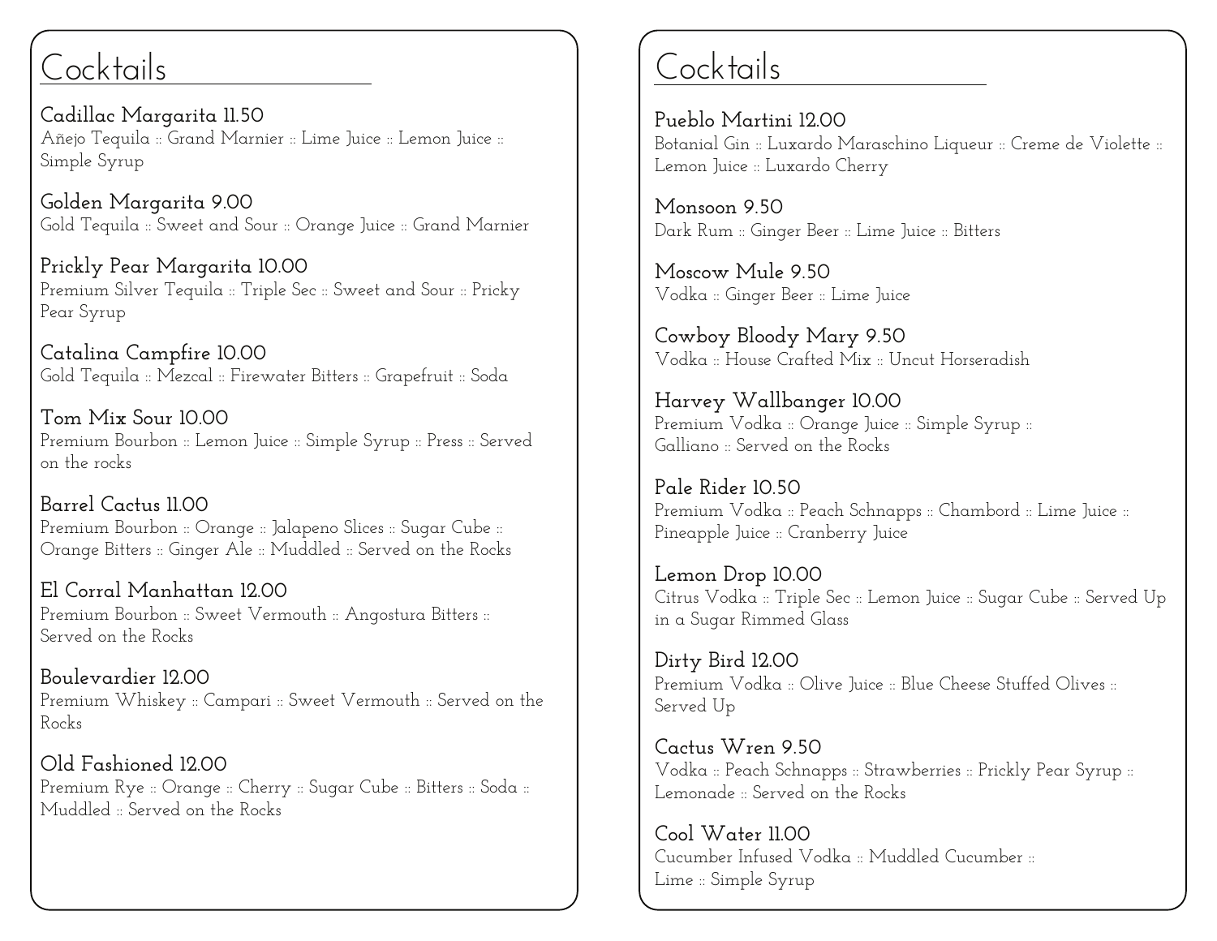# Cocktails

**Cadillac Margarita 11.50**
Añejo Tequila :: Grand Marnier :: Lime Juice :: Lemon Juice :: Simple Syrup

**Golden Margarita 9.00**
Gold Tequila :: Sweet and Sour :: Orange Juice :: Grand Marnier

**Prickly Pear Margarita 10.00**
Premium Silver Tequila :: Triple Sec :: Sweet and Sour :: Pricky Pear Syrup

**Catalina Campfire 10.00**
Gold Tequila :: Mezcal :: Firewater Bitters :: Grapefruit :: Soda

**Tom Mix Sour 10.00**
Premium Bourbon :: Lemon Juice :: Simple Syrup :: Press :: Served on the rocks

**Barrel Cactus 11.00**
Premium Bourbon :: Orange :: Jalapeno Slices :: Sugar Cube :: Orange Bitters :: Ginger Ale :: Muddled :: Served on the Rocks

**El Corral Manhattan 12.00**
Premium Bourbon :: Sweet Vermouth :: Angostura Bitters :: Served on the Rocks

**Boulevardier 12.00**
Premium Whiskey :: Campari :: Sweet Vermouth :: Served on the Rocks

**Old Fashioned 12.00**
Premium Rye :: Orange :: Cherry :: Sugar Cube :: Bitters :: Soda :: Muddled :: Served on the Rocks

# Cocktails

**Pueblo Martini 12.00**
Botanial Gin :: Luxardo Maraschino Liqueur :: Creme de Violette :: Lemon Juice :: Luxardo Cherry

**Monsoon 9.50**
Dark Rum :: Ginger Beer :: Lime Juice :: Bitters

**Moscow Mule 9.50**
Vodka :: Ginger Beer :: Lime Juice

**Cowboy Bloody Mary 9.50**
Vodka :: House Crafted Mix :: Uncut Horseradish

**Harvey Wallbanger 10.00**
Premium Vodka :: Orange Juice :: Simple Syrup :: Galliano :: Served on the Rocks

**Pale Rider 10.50**
Premium Vodka :: Peach Schnapps :: Chambord :: Lime Juice :: Pineapple Juice :: Cranberry Juice

**Lemon Drop 10.00**
Citrus Vodka :: Triple Sec :: Lemon Juice :: Sugar Cube :: Served Up in a Sugar Rimmed Glass

**Dirty Bird 12.00**
Premium Vodka :: Olive Juice :: Blue Cheese Stuffed Olives :: Served Up

**Cactus Wren 9.50**
Vodka :: Peach Schnapps :: Strawberries :: Prickly Pear Syrup :: Lemonade :: Served on the Rocks

**Cool Water 11.00**
Cucumber Infused Vodka :: Muddled Cucumber :: Lime :: Simple Syrup